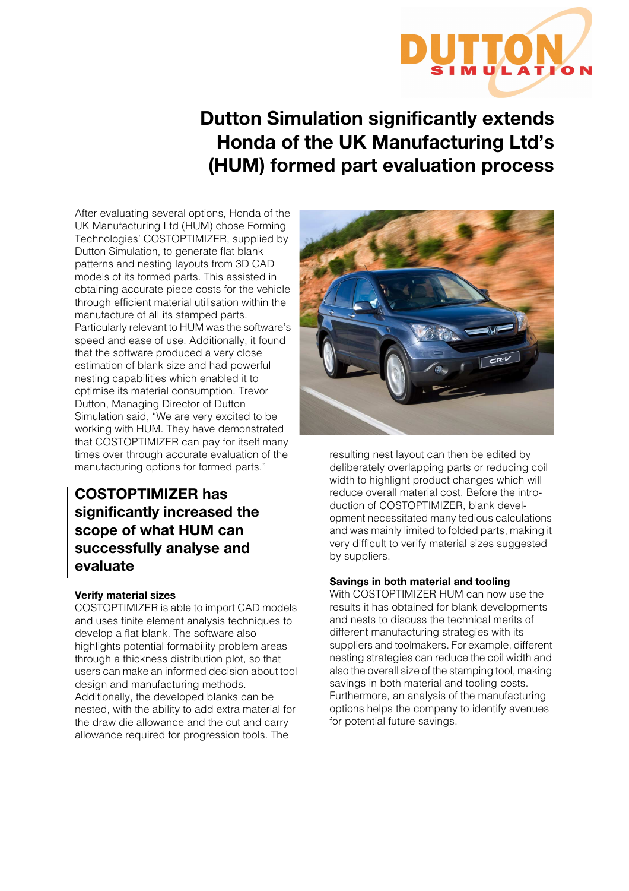# Dutton Simulation significantly extends Honda of the UK Manufacturing Ltd's (HUM) formed part evaluation process

After evaluating several options, Honda of the UK Manufacturing Ltd (HUM) chose Forming Technologies' COSTOPTIMIZER, supplied by Dutton Simulation, to generate flat blank patterns and nesting layouts from 3D CAD models of its formed parts. This assisted in obtaining accurate piece costs for the vehicle through efficient material utilisation within the manufacture of all its stamped parts. Particularly relevant to HUM was the software's speed and ease of use. Additionally, it found that the software produced a very close estimation of blank size and had powerful nesting capabilities which enabled it to optimise its material consumption. Trevor Dutton, Managing Director of Dutton Simulation said, "We are very excited to be working with HUM. They have demonstrated that COSTOPTIMIZER can pay for itself many times over through accurate evaluation of the manufacturing options for formed parts."

## COSTOPTIMIZER has significantly increased the scope of what HUM can successfully analyse and evaluate

### Verify material sizes

COSTOPTIMIZER is able to import CAD models and uses finite element analysis techniques to develop a flat blank. The software also highlights potential formability problem areas through a thickness distribution plot, so that users can make an informed decision about tool design and manufacturing methods. Additionally, the developed blanks can be nested, with the ability to add extra material for the draw die allowance and the cut and carry allowance required for progression tools. The resulting nest layout can then be edited by deliberately overlapping parts or reducing coil width to highlight product changes which will reduce overall material cost. Before the introduction of COSTOPTIMIZER, blank development necessitated many tedious calculations and was mainly limited to folded parts, making it very difficult to verify material sizes suggested by suppliers.

### Savings in both material and tooling

With COSTOPTIMIZER HUM can now use the results it has obtained for blank developments and nests to discuss the technical merits of different manufacturing strategies with its suppliers and toolmakers. For example, different nesting strategies can reduce the coil width and also the overall size of the stamping tool, making savings in both material and tooling costs. Furthermore, an analysis of the manufacturing options helps the company to identify avenues for potential future savings.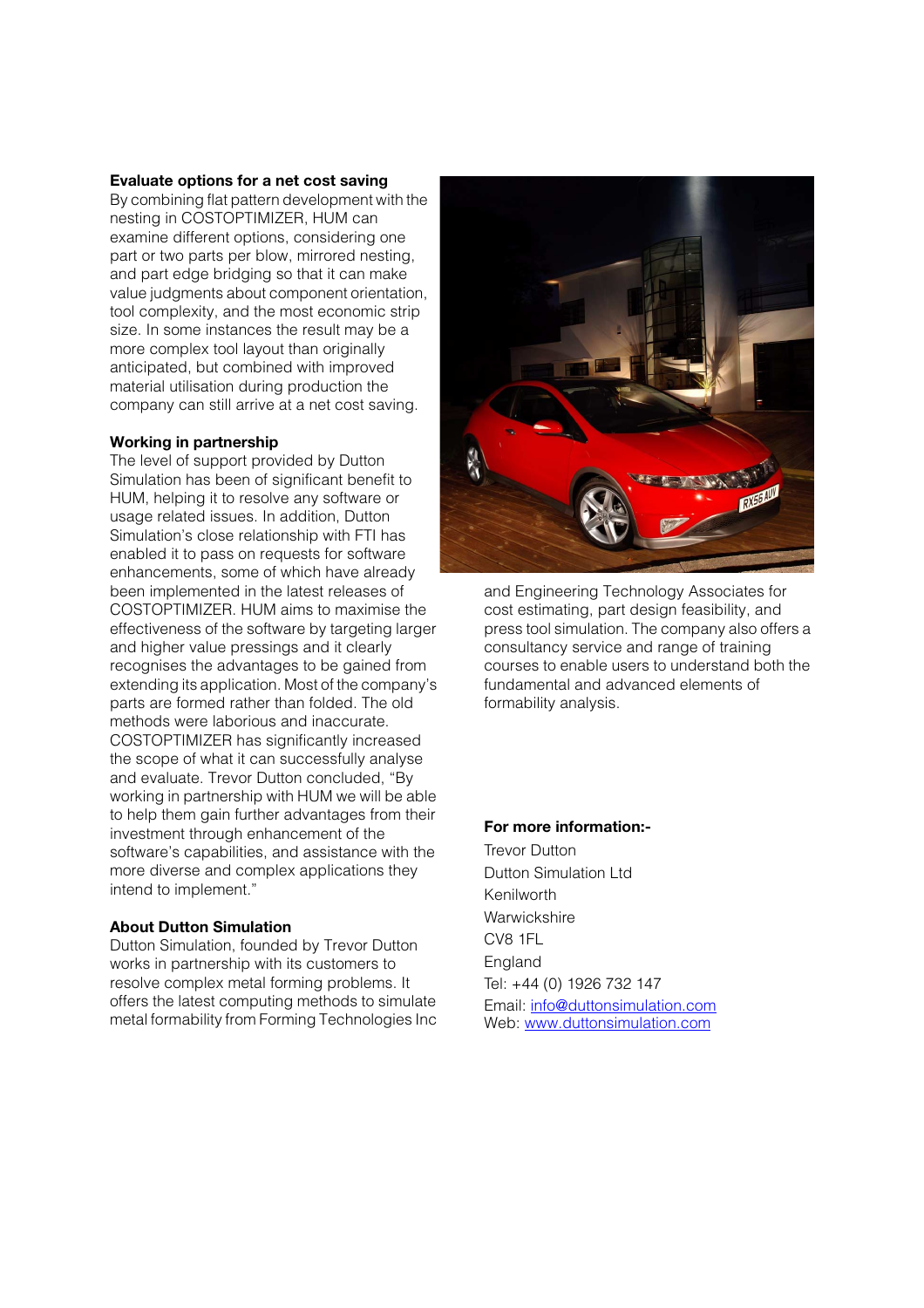**Evaluate options for a net cost saving**

By combining flat pattern development with the nesting in COSTOPTIMIZER, HUM can examine different options, considering one part or two parts per blow, mirrored nesting, and part edge bridging so that it can make value judgments about component orientation, tool complexity, and the most economic strip size. In some instances the result may be a more complex tool layout than originally anticipated, but combined with improved material utilisation during production the company can still arrive at a net cost saving.

**Working in partnership**

The level of support provided by Dutton Simulation has been of significant benefit to HUM, helping it to resolve any software or usage related issues. In addition, Dutton Simulation's close relationship with FTI has enabled it to pass on requests for software enhancements, some of which have already been implemented in the latest releases of COSTOPTIMIZER. HUM aims to maximise the effectiveness of the software by targeting larger and higher value pressings and it clearly recognises the advantages to be gained from extending its application. Most of the company's parts are formed rather than folded. The old methods were laborious and inaccurate. COSTOPTIMIZER has significantly increased the scope of what it can successfully analyse and evaluate. Trevor Dutton concluded, "By working in partnership with HUM we will be able to help them gain further advantages from their investment through enhancement of the software's capabilities, and assistance with the more diverse and complex applications they intend to implement."

**About Dutton Simulation**

Dutton Simulation, founded by Trevor Dutton works in partnership with its customers to resolve complex metal forming problems. It offers the latest computing methods to simulate metal formability from Forming Technologies Inc and Engineering Technology Associates for cost estimating, part design feasibility, and press tool simulation. The company also offers a consultancy service and range of training courses to enable users to understand both the fundamental and advanced elements of formability analysis.

**For more information:-**

Trevor Dutton
Dutton Simulation Ltd
Kenilworth
Warwickshire
CV8 1FL
England
Tel: +44 (0) 1926 732 147
Email: info@duttonsimulation.com
Web: www.duttonsimulation.com